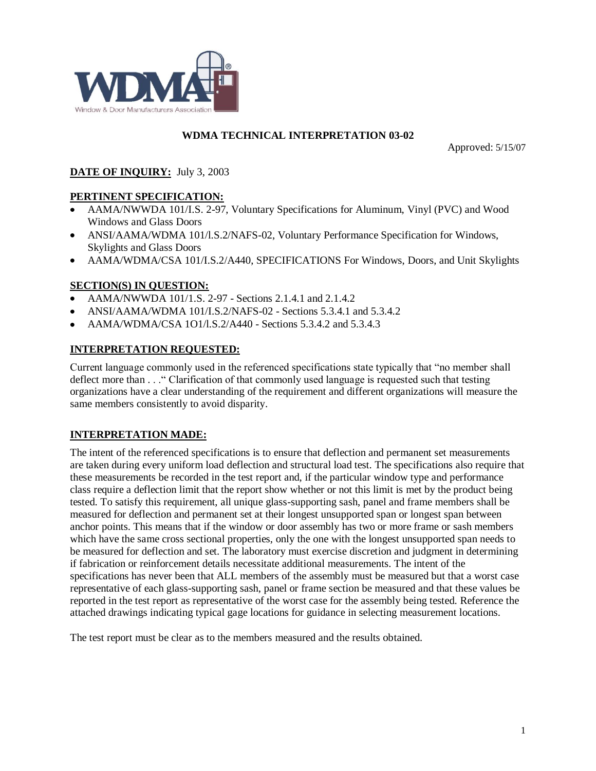# WDMA TECHNICAL INTERPRETATION 03-02

Approved: 5/15/07

**DATE OF INQUIRY:** July 3, 2003

**PERTINENT SPECIFICATION:**

- AAMA/NWWDA 101/I.S. 2-97, Voluntary Specifications for Aluminum, Vinyl (PVC) and Wood Windows and Glass Doors
- ANSI/AAMA/WDMA 101/l.S.2/NAFS-02, Voluntary Performance Specification for Windows, Skylights and Glass Doors
- AAMA/WDMA/CSA 101/I.S.2/A440, SPECIFICATIONS For Windows, Doors, and Unit Skylights

**SECTION(S) IN QUESTION:**

- AAMA/NWWDA 101/1.S. 2-97 - Sections 2.1.4.1 and 2.1.4.2
- ANSI/AAMA/WDMA 101/I.S.2/NAFS-02 - Sections 5.3.4.1 and 5.3.4.2
- AAMA/WDMA/CSA 1O1/l.S.2/A440 - Sections 5.3.4.2 and 5.3.4.3

**INTERPRETATION REQUESTED:**

Current language commonly used in the referenced specifications state typically that "no member shall deflect more than . . ." Clarification of that commonly used language is requested such that testing organizations have a clear understanding of the requirement and different organizations will measure the same members consistently to avoid disparity.

**INTERPRETATION MADE:**

The intent of the referenced specifications is to ensure that deflection and permanent set measurements are taken during every uniform load deflection and structural load test. The specifications also require that these measurements be recorded in the test report and, if the particular window type and performance class require a deflection limit that the report show whether or not this limit is met by the product being tested. To satisfy this requirement, all unique glass-supporting sash, panel and frame members shall be measured for deflection and permanent set at their longest unsupported span or longest span between anchor points. This means that if the window or door assembly has two or more frame or sash members which have the same cross sectional properties, only the one with the longest unsupported span needs to be measured for deflection and set. The laboratory must exercise discretion and judgment in determining if fabrication or reinforcement details necessitate additional measurements. The intent of the specifications has never been that ALL members of the assembly must be measured but that a worst case representative of each glass-supporting sash, panel or frame section be measured and that these values be reported in the test report as representative of the worst case for the assembly being tested. Reference the attached drawings indicating typical gage locations for guidance in selecting measurement locations.

The test report must be clear as to the members measured and the results obtained.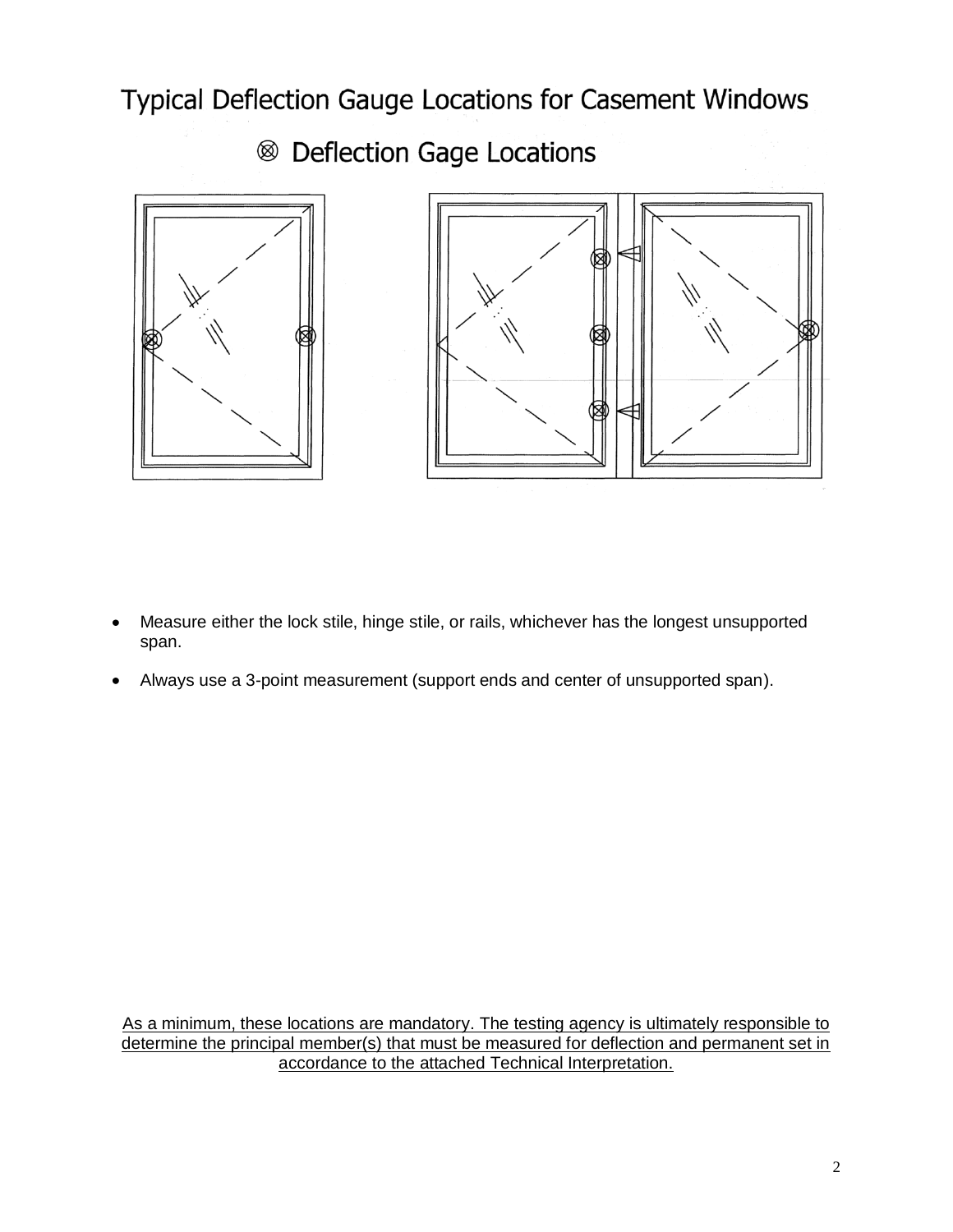# Typical Deflection Gauge Locations for Casement Windows

⊗ Deflection Gage Locations

- Measure either the lock stile, hinge stile, or rails, whichever has the longest unsupported span.
- Always use a 3-point measurement (support ends and center of unsupported span).

<u>As a minimum, these locations are mandatory. The testing agency is ultimately responsible to determine the principal member(s) that must be measured for deflection and permanent set in accordance to the attached Technical Interpretation.</u>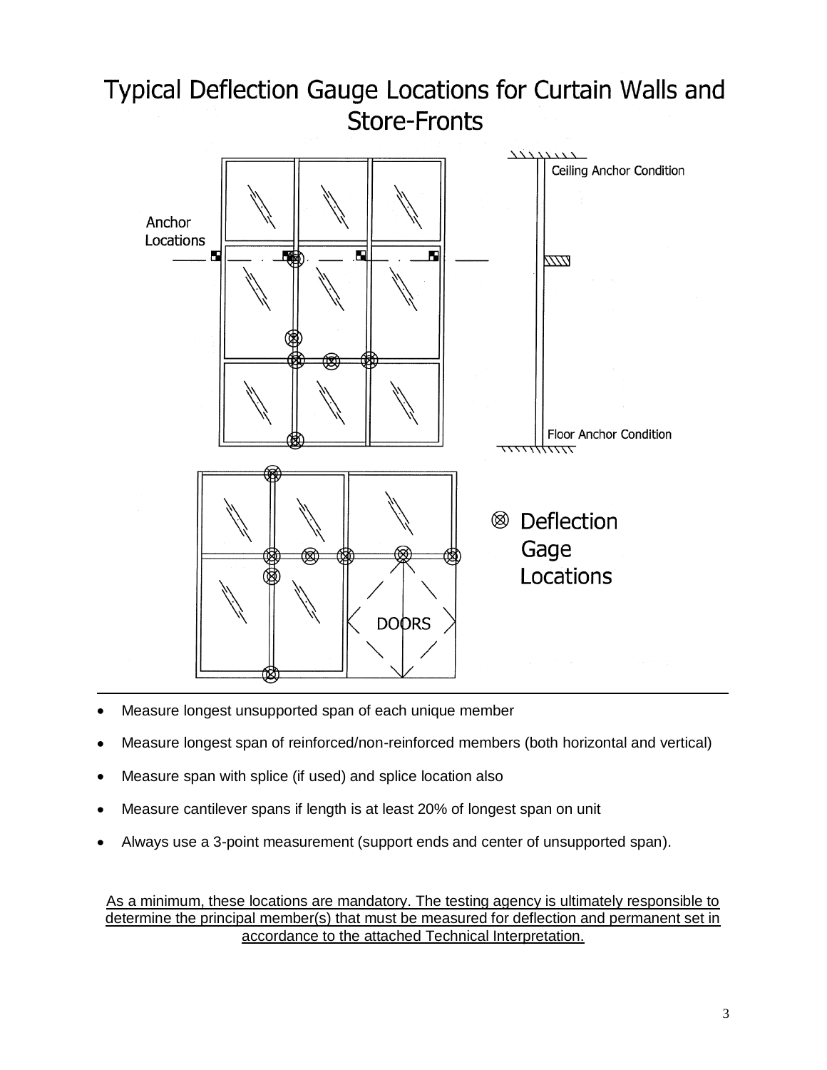# Typical Deflection Gauge Locations for Curtain Walls and Store-Fronts

Anchor Locations

Ceiling Anchor Condition

Floor Anchor Condition

DOORS

⊗ Deflection Gage Locations

- Measure longest unsupported span of each unique member
- Measure longest span of reinforced/non-reinforced members (both horizontal and vertical)
- Measure span with splice (if used) and splice location also
- Measure cantilever spans if length is at least 20% of longest span on unit
- Always use a 3-point measurement (support ends and center of unsupported span).

As a minimum, these locations are mandatory. The testing agency is ultimately responsible to determine the principal member(s) that must be measured for deflection and permanent set in accordance to the attached Technical Interpretation.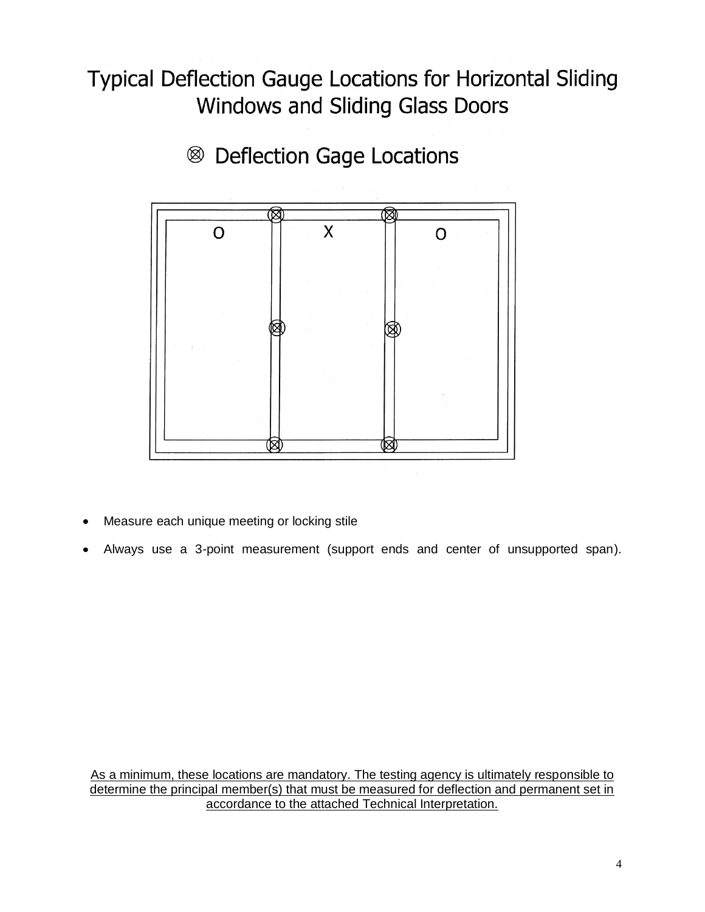# Typical Deflection Gauge Locations for Horizontal Sliding Windows and Sliding Glass Doors

## ⊗ Deflection Gage Locations

O X O

- Measure each unique meeting or locking stile
- Always use a 3-point measurement (support ends and center of unsupported span).

<u>As a minimum, these locations are mandatory. The testing agency is ultimately responsible to determine the principal member(s) that must be measured for deflection and permanent set in accordance to the attached Technical Interpretation.</u>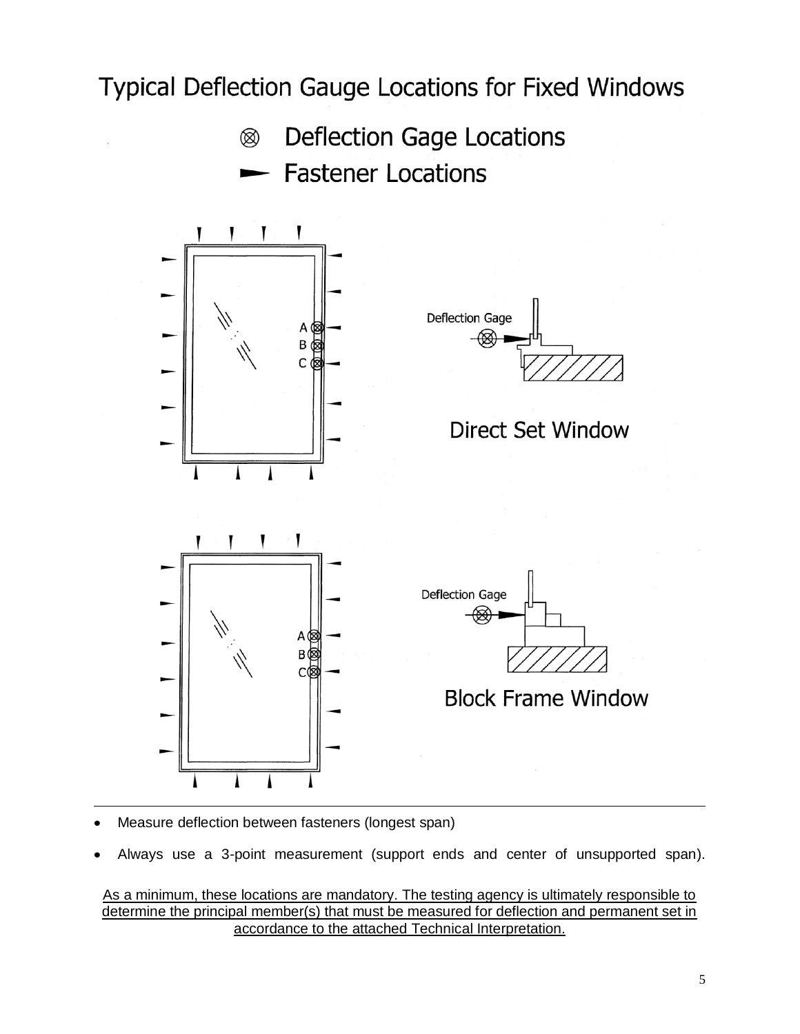# Typical Deflection Gauge Locations for Fixed Windows

⊗ Deflection Gage Locations

► Fastener Locations

A ⊗
B ⊗
C ⊗

Deflection Gage

Direct Set Window

A ⊗
B ⊗
C ⊗

Deflection Gage

Block Frame Window

- Measure deflection between fasteners (longest span)
- Always use a 3-point measurement (support ends and center of unsupported span).

<u>As a minimum, these locations are mandatory. The testing agency is ultimately responsible to determine the principal member(s) that must be measured for deflection and permanent set in accordance to the attached Technical Interpretation.</u>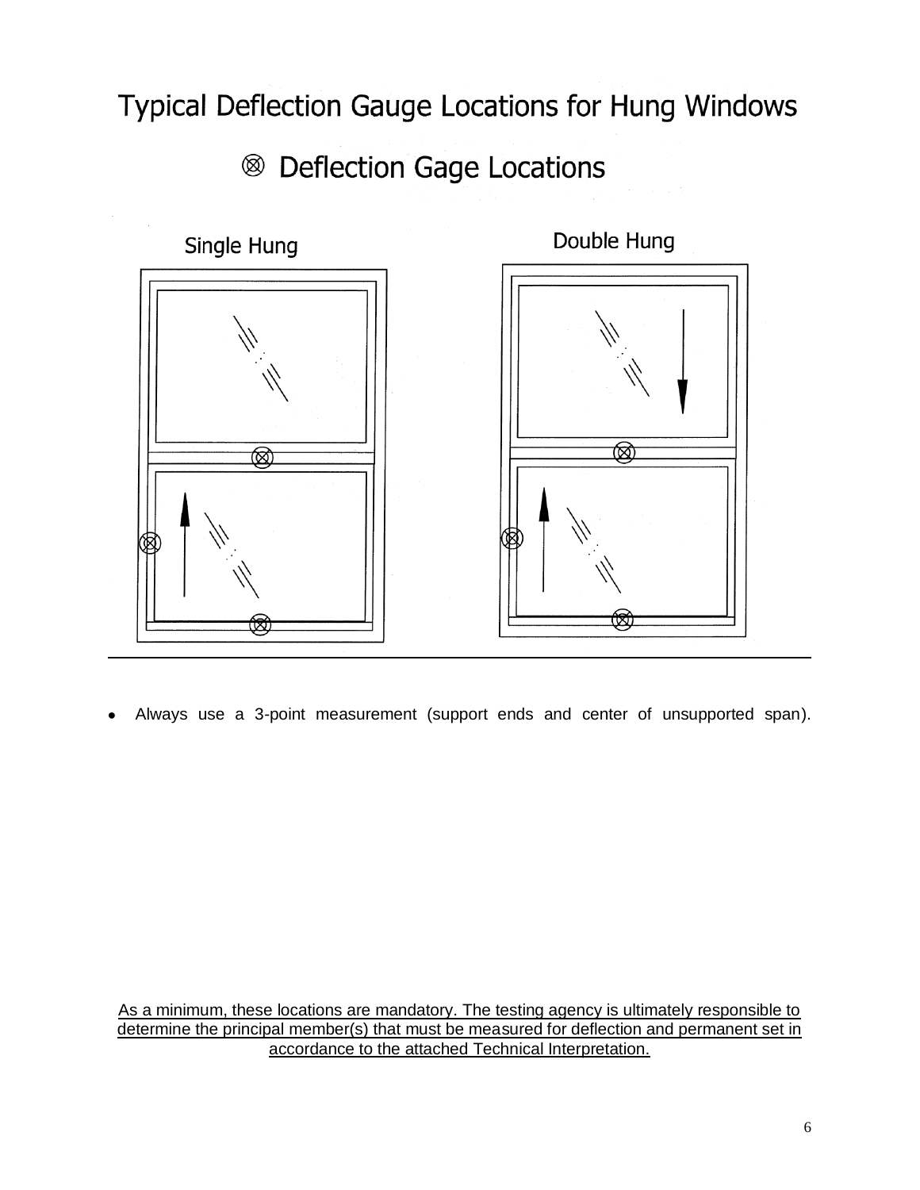# Typical Deflection Gauge Locations for Hung Windows

## ⊗ Deflection Gage Locations

Single Hung

Double Hung

- Always use a 3-point measurement (support ends and center of unsupported span).

As a minimum, these locations are mandatory. The testing agency is ultimately responsible to determine the principal member(s) that must be measured for deflection and permanent set in accordance to the attached Technical Interpretation.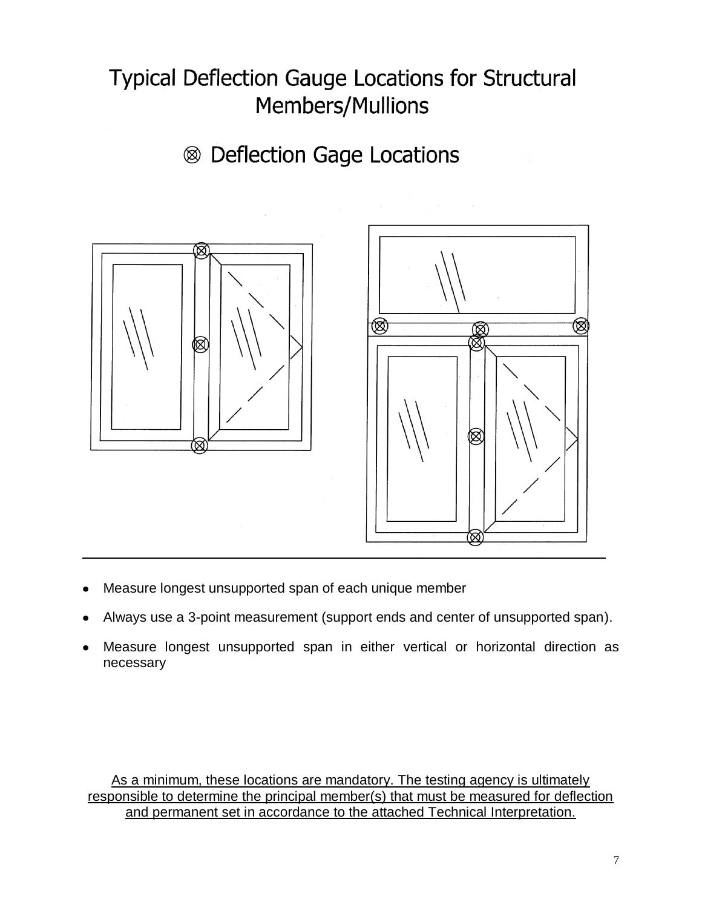# Typical Deflection Gauge Locations for Structural Members/Mullions

## ⊗ Deflection Gage Locations

- Measure longest unsupported span of each unique member
- Always use a 3-point measurement (support ends and center of unsupported span).
- Measure longest unsupported span in either vertical or horizontal direction as necessary

As a minimum, these locations are mandatory. The testing agency is ultimately responsible to determine the principal member(s) that must be measured for deflection and permanent set in accordance to the attached Technical Interpretation.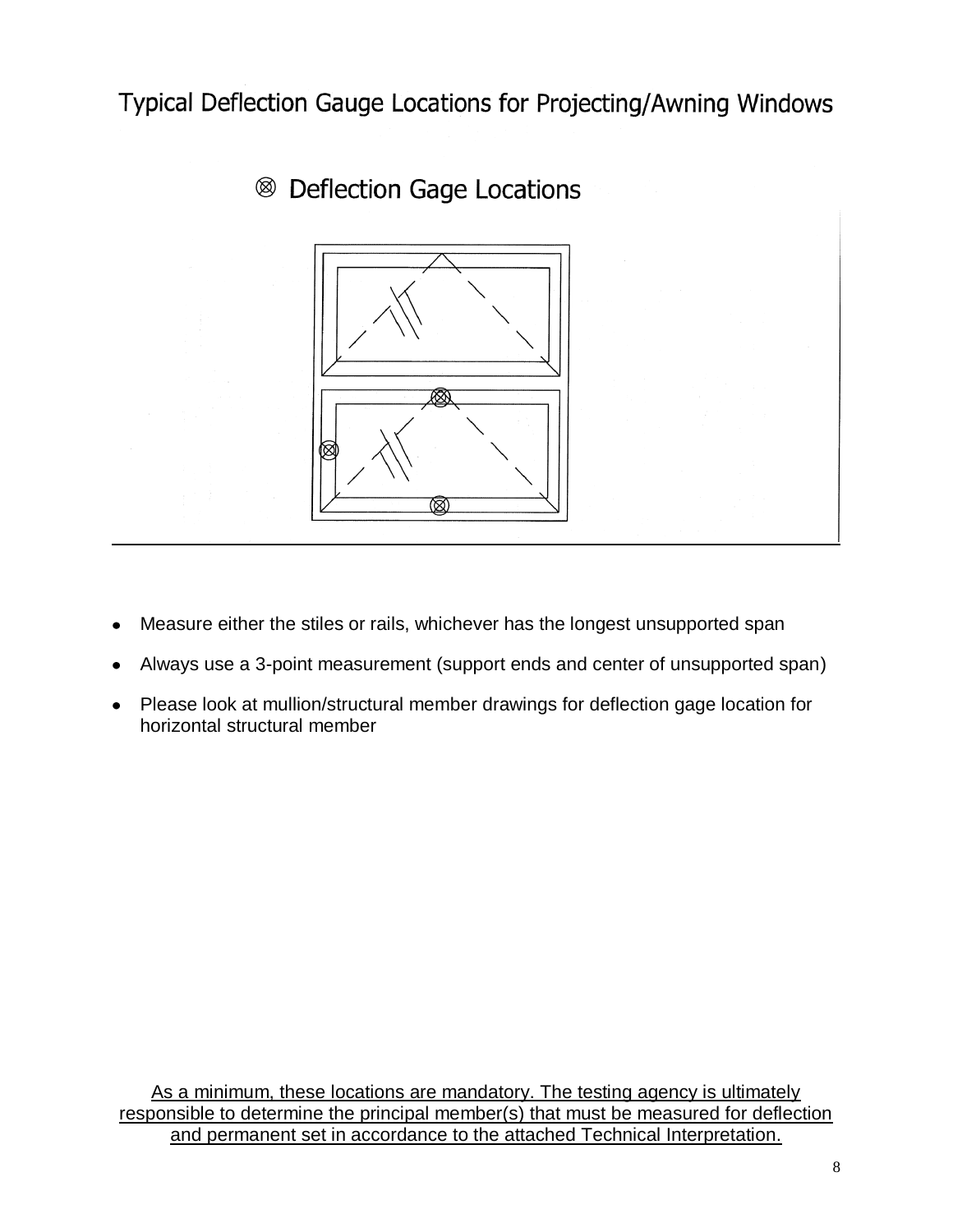# Typical Deflection Gauge Locations for Projecting/Awning Windows

⊗ Deflection Gage Locations

- Measure either the stiles or rails, whichever has the longest unsupported span
- Always use a 3-point measurement (support ends and center of unsupported span)
- Please look at mullion/structural member drawings for deflection gage location for horizontal structural member

As a minimum, these locations are mandatory. The testing agency is ultimately responsible to determine the principal member(s) that must be measured for deflection and permanent set in accordance to the attached Technical Interpretation.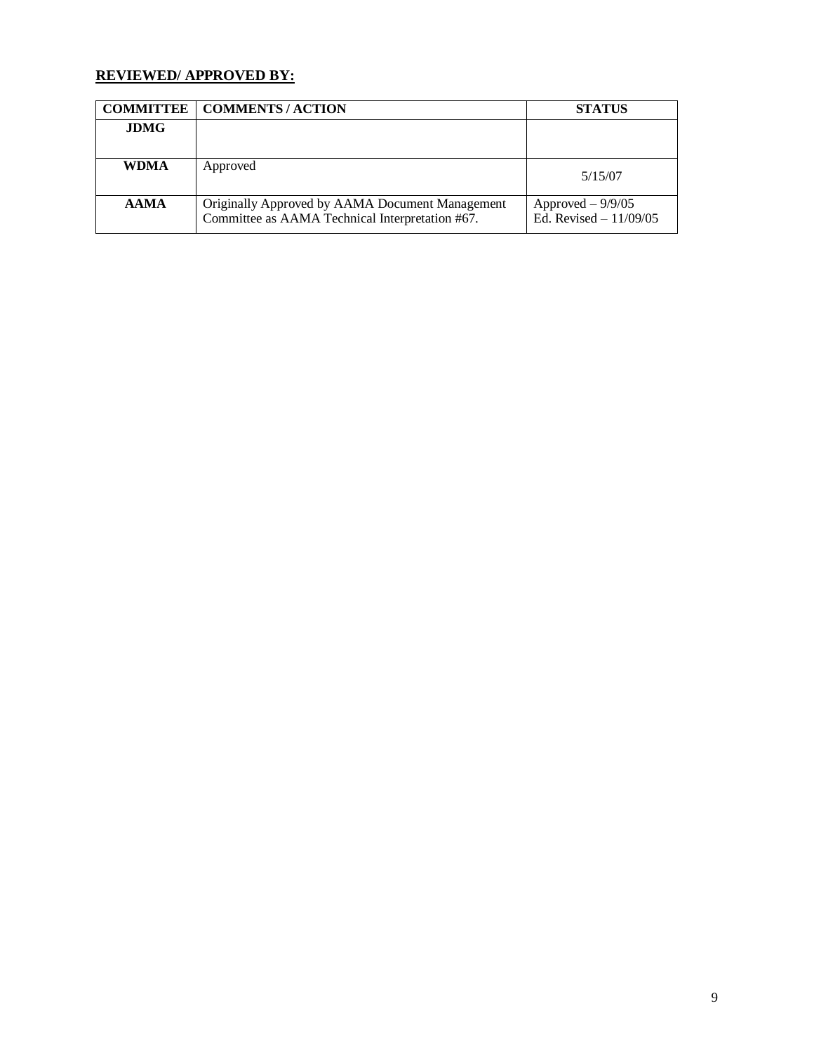**REVIEWED/ APPROVED BY:**

| COMMITTEE | COMMENTS / ACTION | STATUS |
|---|---|---|
| JDMG | | |
| WDMA | Approved | 5/15/07 |
| AAMA | Originally Approved by AAMA Document Management Committee as AAMA Technical Interpretation #67. | Approved – 9/9/05<br>Ed. Revised – 11/09/05 |